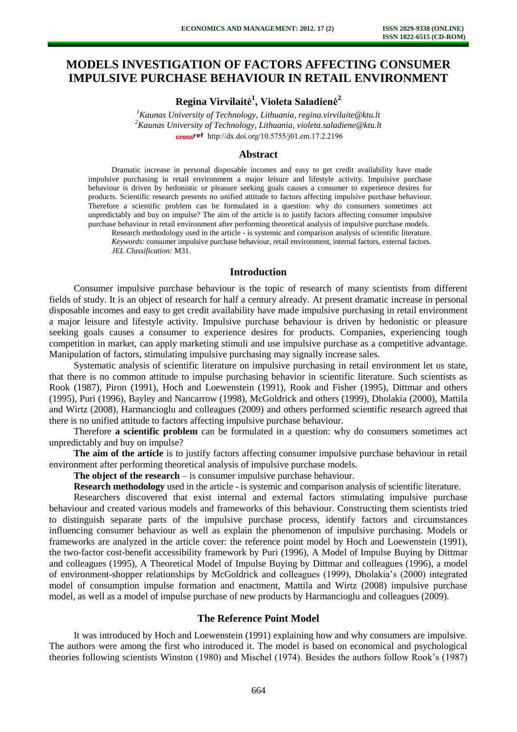# MODELS INVESTIGATION OF FACTORS AFFECTING CONSUMER IMPULSIVE PURCHASE BEHAVIOUR IN RETAIL ENVIRONMENT

**Regina Virvilaitė[1], Violeta Saladienė[2]**

[1]*Kaunas University of Technology, Lithuania, regina.virvilaite@ktu.lt*
[2]*Kaunas University of Technology, Lithuania, violeta.saladiene@ktu.lt*
http://dx.doi.org/10.5755/j01.em.17.2.2196

## Abstract

Dramatic increase in personal disposable incomes and easy to get credit availability have made impulsive purchasing in retail environment a major leisure and lifestyle activity. Impulsive purchase behaviour is driven by hedonistic or pleasure seeking goals causes a consumer to experience desires for products. Scientific research presents no unified attitude to factors affecting impulsive purchase behaviour. Therefore a scientific problem can be formulated in a question: why do consumers sometimes act unpredictably and buy on impulse? The aim of the article is to justify factors affecting consumer impulsive purchase behaviour in retail environment after performing theoretical analysis of impulsive purchase models.

Research methodology used in the article - is systemic and comparison analysis of scientific literature.

*Keywords:* consumer impulsive purchase behaviour, retail environment, internal factors, external factors.

*JEL Classification:* M31.

## Introduction

Consumer impulsive purchase behaviour is the topic of research of many scientists from different fields of study. It is an object of research for half a century already. At present dramatic increase in personal disposable incomes and easy to get credit availability have made impulsive purchasing in retail environment a major leisure and lifestyle activity. Impulsive purchase behaviour is driven by hedonistic or pleasure seeking goals causes a consumer to experience desires for products. Companies, experiencing tough competition in market, can apply marketing stimuli and use impulsive purchase as a competitive advantage. Manipulation of factors, stimulating impulsive purchasing may signally increase sales.

Systematic analysis of scientific literature on impulsive purchasing in retail environment let us state, that there is no common attitude to impulse purchasing behavior in scientific literature. Such scientists as Rook (1987), Piron (1991), Hoch and Loewenstein (1991), Rook and Fisher (1995), Dittmar and others (1995), Puri (1996), Bayley and Nancarrow (1998), McGoldrick and others (1999), Dholakia (2000), Mattila and Wirtz (2008), Harmancioglu and colleagues (2009) and others performed scientific research agreed that there is no unified attitude to factors affecting impulsive purchase behaviour.

Therefore **a scientific problem** can be formulated in a question: why do consumers sometimes act unpredictably and buy on impulse?

**The aim of the article** is to justify factors affecting consumer impulsive purchase behaviour in retail environment after performing theoretical analysis of impulsive purchase models.

**The object of the research** – is consumer impulsive purchase behaviour.

**Research methodology** used in the article - is systemic and comparison analysis of scientific literature.

Researchers discovered that exist internal and external factors stimulating impulsive purchase behaviour and created various models and frameworks of this behaviour. Constructing them scientists tried to distinguish separate parts of the impulsive purchase process, identify factors and circumstances influencing consumer behaviour as well as explain the phenomenon of impulsive purchasing. Models or frameworks are analyzed in the article cover: the reference point model by Hoch and Loewenstein (1991), the two-factor cost-benefit accessibility framework by Puri (1996), A Model of Impulse Buying by Dittmar and colleagues (1995), A Theoretical Model of Impulse Buying by Dittmar and colleagues (1996), a model of environment-shopper relationships by McGoldrick and colleagues (1999), Dholakia's (2000) integrated model of consumption impulse formation and enactment, Mattila and Wirtz (2008) impulsive purchase model, as well as a model of impulse purchase of new products by Harmancioglu and colleagues (2009).

## The Reference Point Model

It was introduced by Hoch and Loewenstein (1991) explaining how and why consumers are impulsive. The authors were among the first who introduced it. The model is based on economical and psychological theories following scientists Winston (1980) and Mischel (1974). Besides the authors follow Rook's (1987)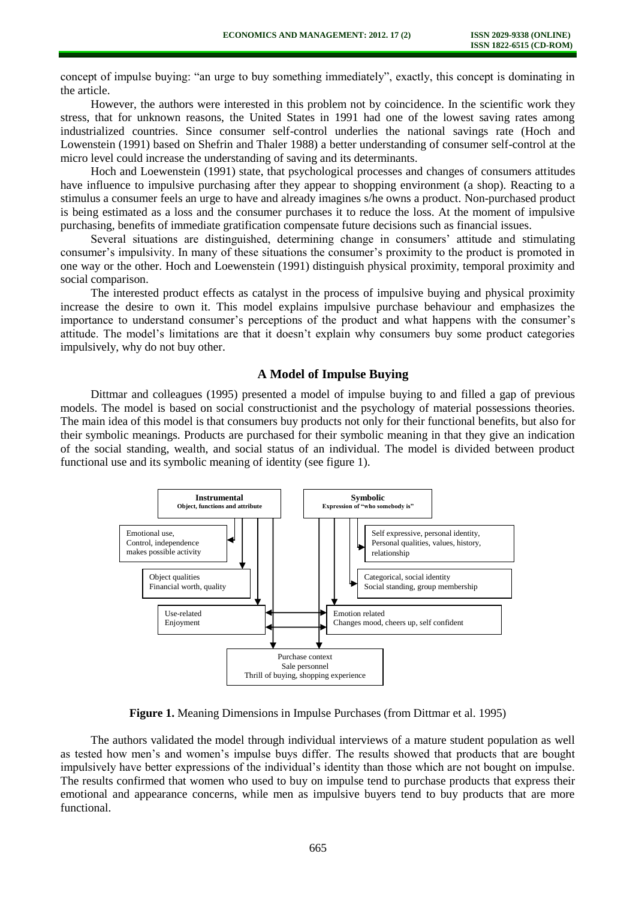concept of impulse buying: "an urge to buy something immediately", exactly, this concept is dominating in the article.

However, the authors were interested in this problem not by coincidence. In the scientific work they stress, that for unknown reasons, the United States in 1991 had one of the lowest saving rates among industrialized countries. Since consumer self-control underlies the national savings rate (Hoch and Lowenstein (1991) based on Shefrin and Thaler 1988) a better understanding of consumer self-control at the micro level could increase the understanding of saving and its determinants.

Hoch and Loewenstein (1991) state, that psychological processes and changes of consumers attitudes have influence to impulsive purchasing after they appear to shopping environment (a shop). Reacting to a stimulus a consumer feels an urge to have and already imagines s/he owns a product. Non-purchased product is being estimated as a loss and the consumer purchases it to reduce the loss. At the moment of impulsive purchasing, benefits of immediate gratification compensate future decisions such as financial issues.

Several situations are distinguished, determining change in consumers' attitude and stimulating consumer's impulsivity. In many of these situations the consumer's proximity to the product is promoted in one way or the other. Hoch and Loewenstein (1991) distinguish physical proximity, temporal proximity and social comparison.

The interested product effects as catalyst in the process of impulsive buying and physical proximity increase the desire to own it. This model explains impulsive purchase behaviour and emphasizes the importance to understand consumer's perceptions of the product and what happens with the consumer's attitude. The model's limitations are that it doesn't explain why consumers buy some product categories impulsively, why do not buy other.

## A Model of Impulse Buying

Dittmar and colleagues (1995) presented a model of impulse buying to and filled a gap of previous models. The model is based on social constructionist and the psychology of material possessions theories. The main idea of this model is that consumers buy products not only for their functional benefits, but also for their symbolic meanings. Products are purchased for their symbolic meaning in that they give an indication of the social standing, wealth, and social status of an individual. The model is divided between product functional use and its symbolic meaning of identity (see figure 1).

**Instrumental** – Object, functions and attribute

- Emotional use, Control, independence makes possible activity
- Object qualities – Financial worth, quality
- Use-related – Enjoyment

**Symbolic** – Expression of "who somebody is"

- Self expressive, personal identity, Personal qualities, values, history, relationship
- Categorical, social identity – Social standing, group membership
- Emotion related – Changes mood, cheers up, self confident

Purchase context – Sale personnel – Thrill of buying, shopping experience

**Figure 1.** Meaning Dimensions in Impulse Purchases (from Dittmar et al. 1995)

The authors validated the model through individual interviews of a mature student population as well as tested how men's and women's impulse buys differ. The results showed that products that are bought impulsively have better expressions of the individual's identity than those which are not bought on impulse. The results confirmed that women who used to buy on impulse tend to purchase products that express their emotional and appearance concerns, while men as impulsive buyers tend to buy products that are more functional.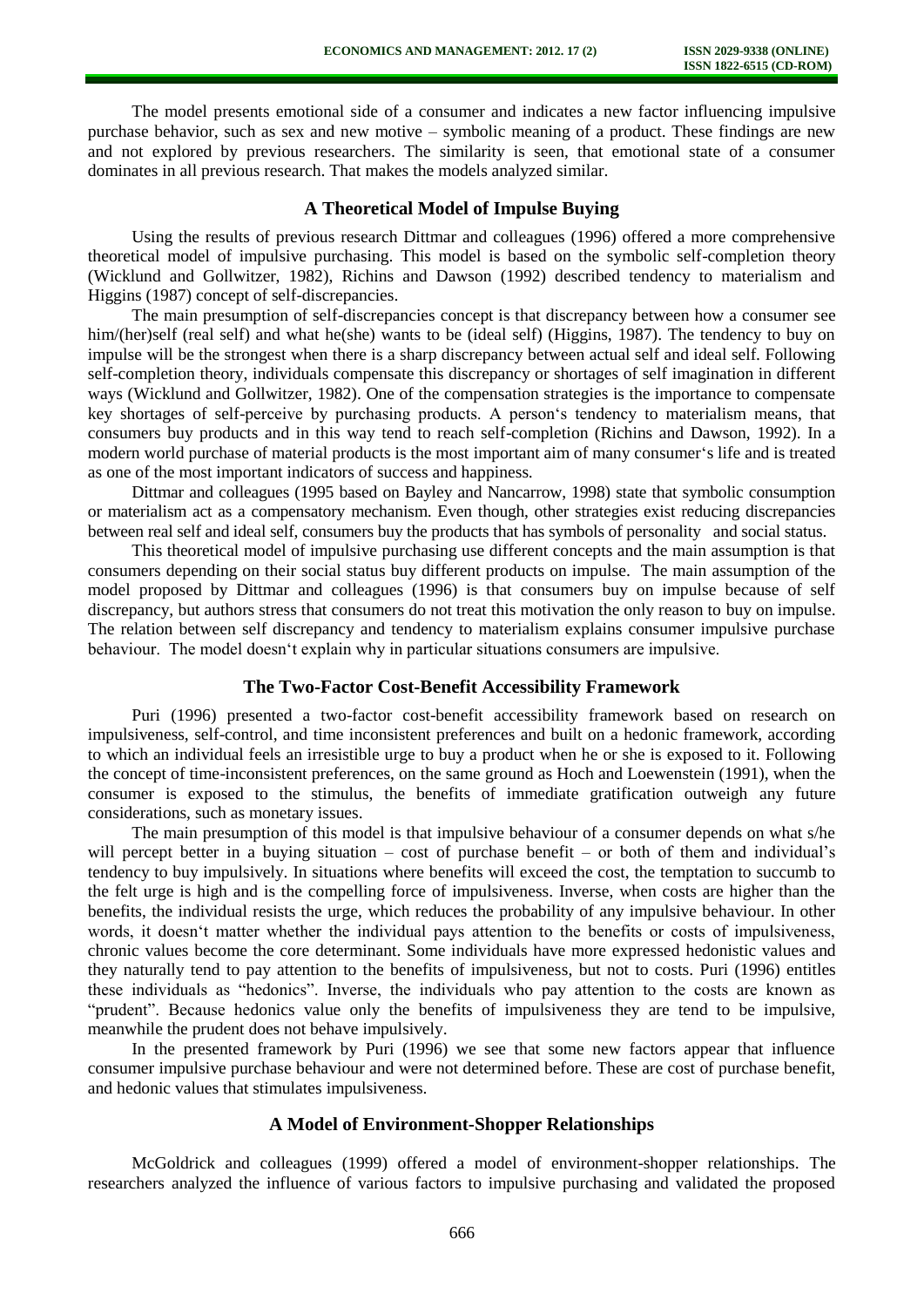The model presents emotional side of a consumer and indicates a new factor influencing impulsive purchase behavior, such as sex and new motive – symbolic meaning of a product. These findings are new and not explored by previous researchers. The similarity is seen, that emotional state of a consumer dominates in all previous research. That makes the models analyzed similar.

## A Theoretical Model of Impulse Buying

Using the results of previous research Dittmar and colleagues (1996) offered a more comprehensive theoretical model of impulsive purchasing. This model is based on the symbolic self-completion theory (Wicklund and Gollwitzer, 1982), Richins and Dawson (1992) described tendency to materialism and Higgins (1987) concept of self-discrepancies.

The main presumption of self-discrepancies concept is that discrepancy between how a consumer see him/(her)self (real self) and what he(she) wants to be (ideal self) (Higgins, 1987). The tendency to buy on impulse will be the strongest when there is a sharp discrepancy between actual self and ideal self. Following self-completion theory, individuals compensate this discrepancy or shortages of self imagination in different ways (Wicklund and Gollwitzer, 1982). One of the compensation strategies is the importance to compensate key shortages of self-perceive by purchasing products. A person's tendency to materialism means, that consumers buy products and in this way tend to reach self-completion (Richins and Dawson, 1992). In a modern world purchase of material products is the most important aim of many consumer's life and is treated as one of the most important indicators of success and happiness.

Dittmar and colleagues (1995 based on Bayley and Nancarrow, 1998) state that symbolic consumption or materialism act as a compensatory mechanism. Even though, other strategies exist reducing discrepancies between real self and ideal self, consumers buy the products that has symbols of personality and social status.

This theoretical model of impulsive purchasing use different concepts and the main assumption is that consumers depending on their social status buy different products on impulse. The main assumption of the model proposed by Dittmar and colleagues (1996) is that consumers buy on impulse because of self discrepancy, but authors stress that consumers do not treat this motivation the only reason to buy on impulse. The relation between self discrepancy and tendency to materialism explains consumer impulsive purchase behaviour. The model doesn't explain why in particular situations consumers are impulsive.

## The Two-Factor Cost-Benefit Accessibility Framework

Puri (1996) presented a two-factor cost-benefit accessibility framework based on research on impulsiveness, self-control, and time inconsistent preferences and built on a hedonic framework, according to which an individual feels an irresistible urge to buy a product when he or she is exposed to it. Following the concept of time-inconsistent preferences, on the same ground as Hoch and Loewenstein (1991), when the consumer is exposed to the stimulus, the benefits of immediate gratification outweigh any future considerations, such as monetary issues.

The main presumption of this model is that impulsive behaviour of a consumer depends on what s/he will percept better in a buying situation – cost of purchase benefit – or both of them and individual's tendency to buy impulsively. In situations where benefits will exceed the cost, the temptation to succumb to the felt urge is high and is the compelling force of impulsiveness. Inverse, when costs are higher than the benefits, the individual resists the urge, which reduces the probability of any impulsive behaviour. In other words, it doesn't matter whether the individual pays attention to the benefits or costs of impulsiveness, chronic values become the core determinant. Some individuals have more expressed hedonistic values and they naturally tend to pay attention to the benefits of impulsiveness, but not to costs. Puri (1996) entitles these individuals as "hedonics". Inverse, the individuals who pay attention to the costs are known as "prudent". Because hedonics value only the benefits of impulsiveness they are tend to be impulsive, meanwhile the prudent does not behave impulsively.

In the presented framework by Puri (1996) we see that some new factors appear that influence consumer impulsive purchase behaviour and were not determined before. These are cost of purchase benefit, and hedonic values that stimulates impulsiveness.

## A Model of Environment-Shopper Relationships

McGoldrick and colleagues (1999) offered a model of environment-shopper relationships. The researchers analyzed the influence of various factors to impulsive purchasing and validated the proposed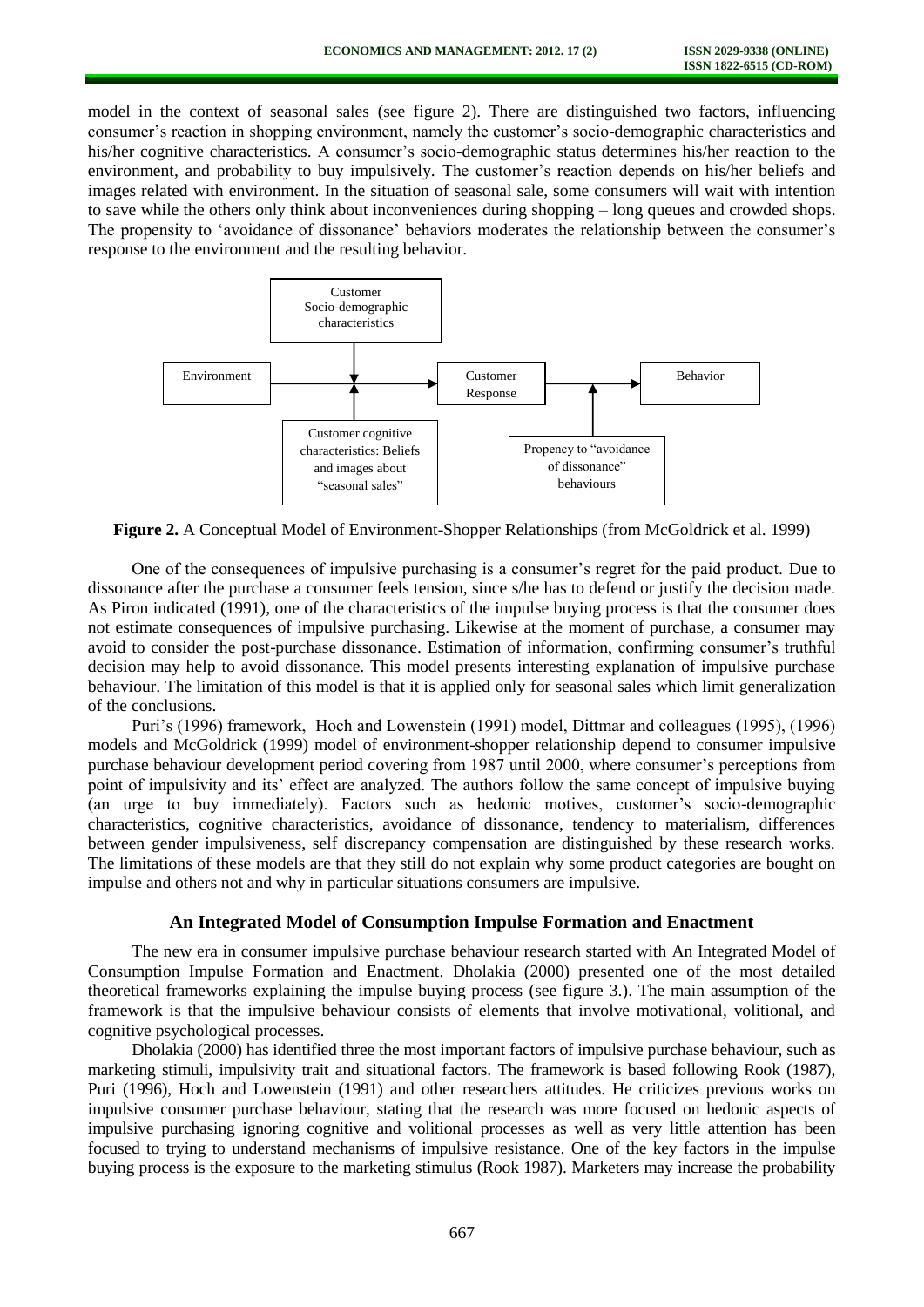model in the context of seasonal sales (see figure 2). There are distinguished two factors, influencing consumer's reaction in shopping environment, namely the customer's socio-demographic characteristics and his/her cognitive characteristics. A consumer's socio-demographic status determines his/her reaction to the environment, and probability to buy impulsively. The customer's reaction depends on his/her beliefs and images related with environment. In the situation of seasonal sale, some consumers will wait with intention to save while the others only think about inconveniences during shopping – long queues and crowded shops. The propensity to 'avoidance of dissonance' behaviors moderates the relationship between the consumer's response to the environment and the resulting behavior.

**Figure 2.** A Conceptual Model of Environment-Shopper Relationships (from McGoldrick et al. 1999)

One of the consequences of impulsive purchasing is a consumer's regret for the paid product. Due to dissonance after the purchase a consumer feels tension, since s/he has to defend or justify the decision made. As Piron indicated (1991), one of the characteristics of the impulse buying process is that the consumer does not estimate consequences of impulsive purchasing. Likewise at the moment of purchase, a consumer may avoid to consider the post-purchase dissonance. Estimation of information, confirming consumer's truthful decision may help to avoid dissonance. This model presents interesting explanation of impulsive purchase behaviour. The limitation of this model is that it is applied only for seasonal sales which limit generalization of the conclusions.

Puri's (1996) framework, Hoch and Lowenstein (1991) model, Dittmar and colleagues (1995), (1996) models and McGoldrick (1999) model of environment-shopper relationship depend to consumer impulsive purchase behaviour development period covering from 1987 until 2000, where consumer's perceptions from point of impulsivity and its' effect are analyzed. The authors follow the same concept of impulsive buying (an urge to buy immediately). Factors such as hedonic motives, customer's socio-demographic characteristics, cognitive characteristics, avoidance of dissonance, tendency to materialism, differences between gender impulsiveness, self discrepancy compensation are distinguished by these research works. The limitations of these models are that they still do not explain why some product categories are bought on impulse and others not and why in particular situations consumers are impulsive.

## An Integrated Model of Consumption Impulse Formation and Enactment

The new era in consumer impulsive purchase behaviour research started with An Integrated Model of Consumption Impulse Formation and Enactment. Dholakia (2000) presented one of the most detailed theoretical frameworks explaining the impulse buying process (see figure 3.). The main assumption of the framework is that the impulsive behaviour consists of elements that involve motivational, volitional, and cognitive psychological processes.

Dholakia (2000) has identified three the most important factors of impulsive purchase behaviour, such as marketing stimuli, impulsivity trait and situational factors. The framework is based following Rook (1987), Puri (1996), Hoch and Lowenstein (1991) and other researchers attitudes. He criticizes previous works on impulsive consumer purchase behaviour, stating that the research was more focused on hedonic aspects of impulsive purchasing ignoring cognitive and volitional processes as well as very little attention has been focused to trying to understand mechanisms of impulsive resistance. One of the key factors in the impulse buying process is the exposure to the marketing stimulus (Rook 1987). Marketers may increase the probability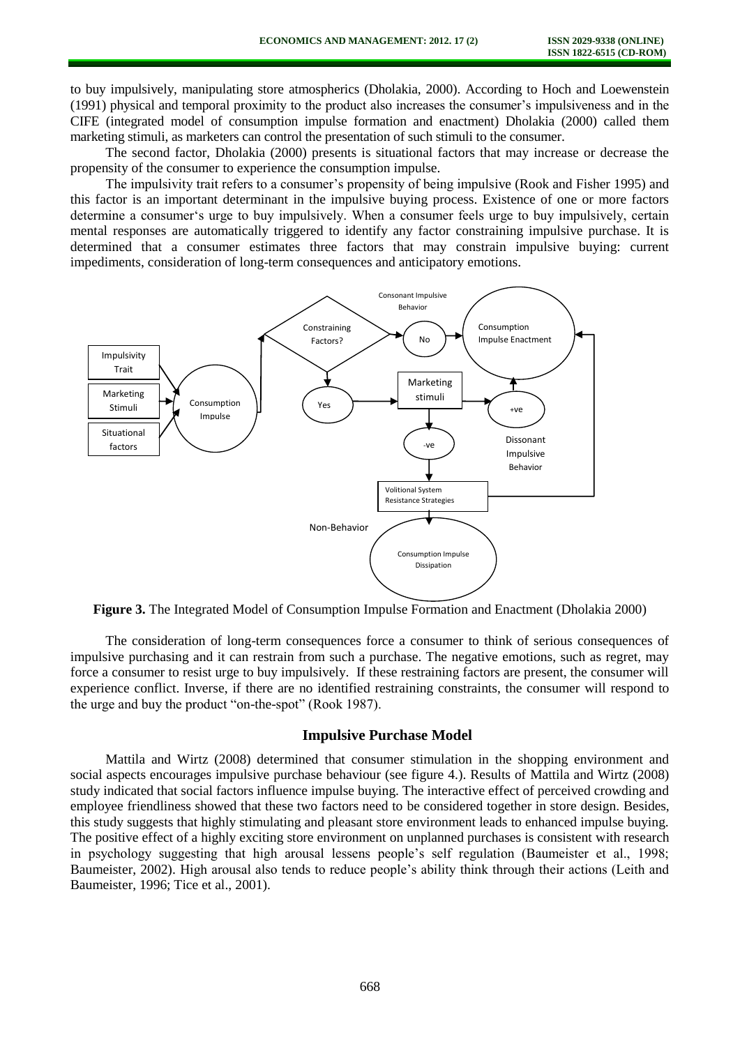to buy impulsively, manipulating store atmospherics (Dholakia, 2000). According to Hoch and Loewenstein (1991) physical and temporal proximity to the product also increases the consumer's impulsiveness and in the CIFE (integrated model of consumption impulse formation and enactment) Dholakia (2000) called them marketing stimuli, as marketers can control the presentation of such stimuli to the consumer.

The second factor, Dholakia (2000) presents is situational factors that may increase or decrease the propensity of the consumer to experience the consumption impulse.

The impulsivity trait refers to a consumer's propensity of being impulsive (Rook and Fisher 1995) and this factor is an important determinant in the impulsive buying process. Existence of one or more factors determine a consumer's urge to buy impulsively. When a consumer feels urge to buy impulsively, certain mental responses are automatically triggered to identify any factor constraining impulsive purchase. It is determined that a consumer estimates three factors that may constrain impulsive buying: current impediments, consideration of long-term consequences and anticipatory emotions.

**Figure 3.** The Integrated Model of Consumption Impulse Formation and Enactment (Dholakia 2000)

The consideration of long-term consequences force a consumer to think of serious consequences of impulsive purchasing and it can restrain from such a purchase. The negative emotions, such as regret, may force a consumer to resist urge to buy impulsively. If these restraining factors are present, the consumer will experience conflict. Inverse, if there are no identified restraining constraints, the consumer will respond to the urge and buy the product "on-the-spot" (Rook 1987).

## Impulsive Purchase Model

Mattila and Wirtz (2008) determined that consumer stimulation in the shopping environment and social aspects encourages impulsive purchase behaviour (see figure 4.). Results of Mattila and Wirtz (2008) study indicated that social factors influence impulse buying. The interactive effect of perceived crowding and employee friendliness showed that these two factors need to be considered together in store design. Besides, this study suggests that highly stimulating and pleasant store environment leads to enhanced impulse buying. The positive effect of a highly exciting store environment on unplanned purchases is consistent with research in psychology suggesting that high arousal lessens people's self regulation (Baumeister et al., 1998; Baumeister, 2002). High arousal also tends to reduce people's ability think through their actions (Leith and Baumeister, 1996; Tice et al., 2001).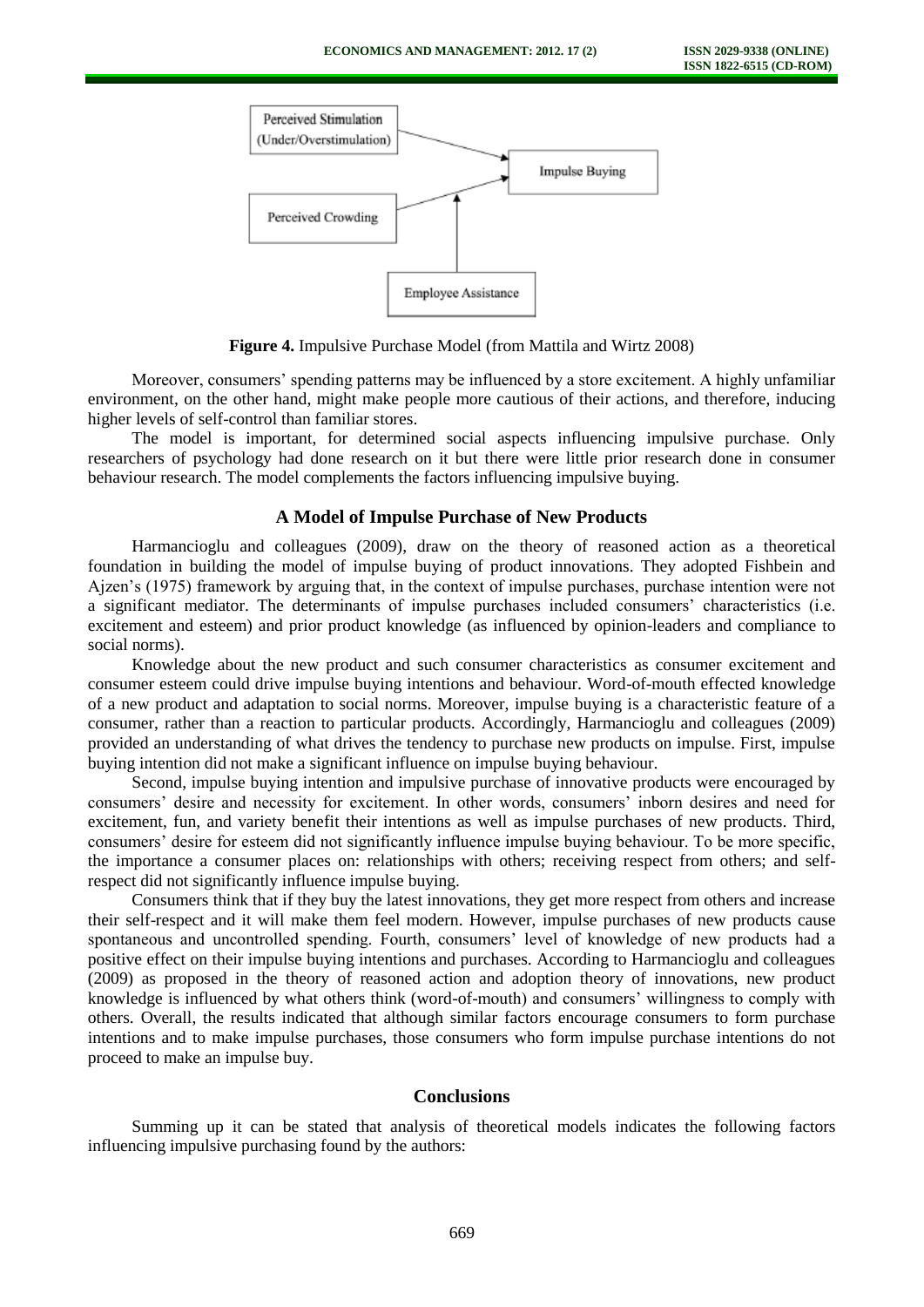Perceived Stimulation (Under/Overstimulation)

Perceived Crowding

Employee Assistance

Impulse Buying

**Figure 4.** Impulsive Purchase Model (from Mattila and Wirtz 2008)

Moreover, consumers' spending patterns may be influenced by a store excitement. A highly unfamiliar environment, on the other hand, might make people more cautious of their actions, and therefore, inducing higher levels of self-control than familiar stores.

The model is important, for determined social aspects influencing impulsive purchase. Only researchers of psychology had done research on it but there were little prior research done in consumer behaviour research. The model complements the factors influencing impulsive buying.

## A Model of Impulse Purchase of New Products

Harmancioglu and colleagues (2009), draw on the theory of reasoned action as a theoretical foundation in building the model of impulse buying of product innovations. They adopted Fishbein and Ajzen's (1975) framework by arguing that, in the context of impulse purchases, purchase intention were not a significant mediator. The determinants of impulse purchases included consumers' characteristics (i.e. excitement and esteem) and prior product knowledge (as influenced by opinion-leaders and compliance to social norms).

Knowledge about the new product and such consumer characteristics as consumer excitement and consumer esteem could drive impulse buying intentions and behaviour. Word-of-mouth effected knowledge of a new product and adaptation to social norms. Moreover, impulse buying is a characteristic feature of a consumer, rather than a reaction to particular products. Accordingly, Harmancioglu and colleagues (2009) provided an understanding of what drives the tendency to purchase new products on impulse. First, impulse buying intention did not make a significant influence on impulse buying behaviour.

Second, impulse buying intention and impulsive purchase of innovative products were encouraged by consumers' desire and necessity for excitement. In other words, consumers' inborn desires and need for excitement, fun, and variety benefit their intentions as well as impulse purchases of new products. Third, consumers' desire for esteem did not significantly influence impulse buying behaviour. To be more specific, the importance a consumer places on: relationships with others; receiving respect from others; and self-respect did not significantly influence impulse buying.

Consumers think that if they buy the latest innovations, they get more respect from others and increase their self-respect and it will make them feel modern. However, impulse purchases of new products cause spontaneous and uncontrolled spending. Fourth, consumers' level of knowledge of new products had a positive effect on their impulse buying intentions and purchases. According to Harmancioglu and colleagues (2009) as proposed in the theory of reasoned action and adoption theory of innovations, new product knowledge is influenced by what others think (word-of-mouth) and consumers' willingness to comply with others. Overall, the results indicated that although similar factors encourage consumers to form purchase intentions and to make impulse purchases, those consumers who form impulse purchase intentions do not proceed to make an impulse buy.

## Conclusions

Summing up it can be stated that analysis of theoretical models indicates the following factors influencing impulsive purchasing found by the authors: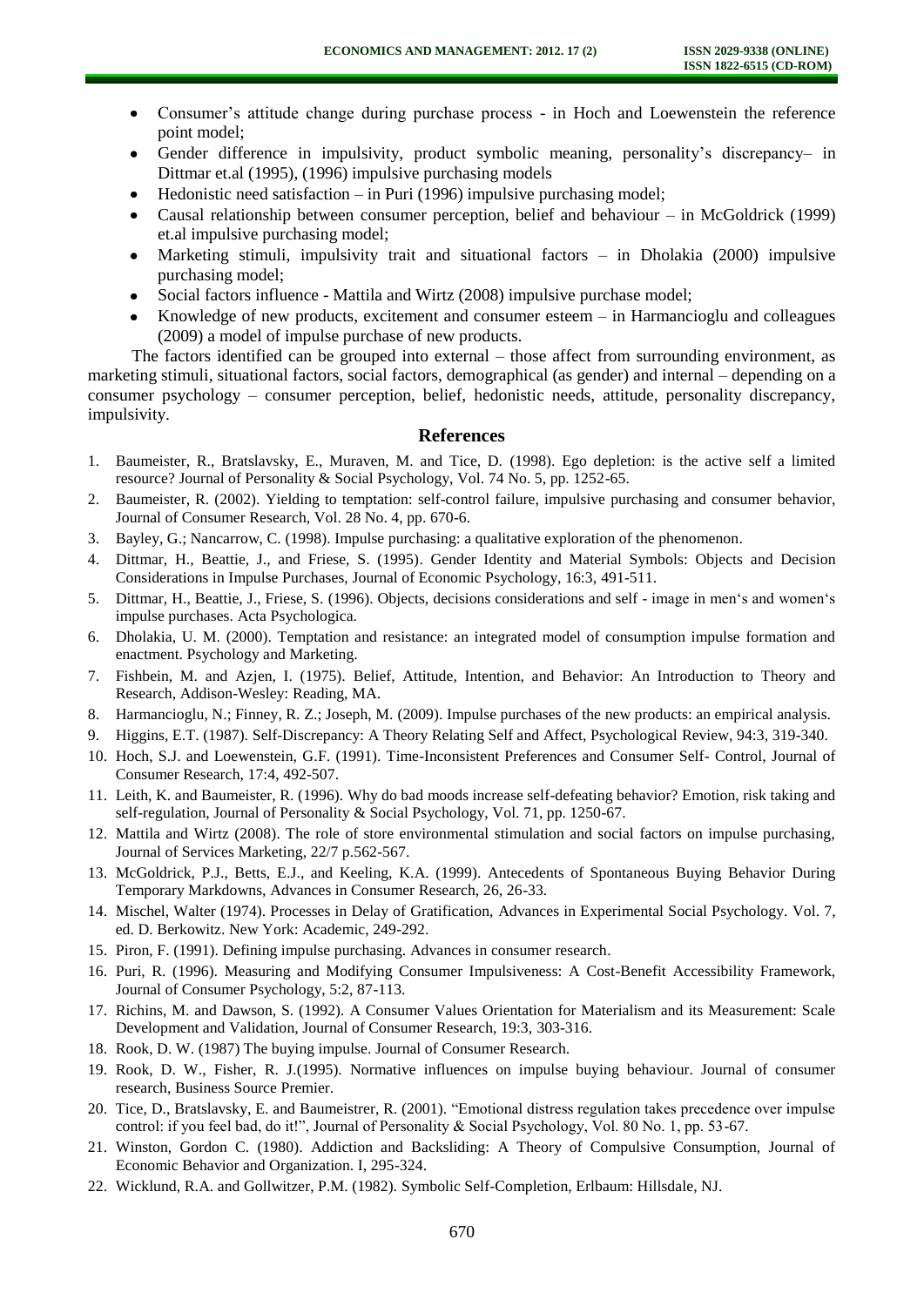- Consumer's attitude change during purchase process - in Hoch and Loewenstein the reference point model;
- Gender difference in impulsivity, product symbolic meaning, personality's discrepancy– in Dittmar et.al (1995), (1996) impulsive purchasing models
- Hedonistic need satisfaction – in Puri (1996) impulsive purchasing model;
- Causal relationship between consumer perception, belief and behaviour – in McGoldrick (1999) et.al impulsive purchasing model;
- Marketing stimuli, impulsivity trait and situational factors – in Dholakia (2000) impulsive purchasing model;
- Social factors influence - Mattila and Wirtz (2008) impulsive purchase model;
- Knowledge of new products, excitement and consumer esteem – in Harmancioglu and colleagues (2009) a model of impulse purchase of new products.

The factors identified can be grouped into external – those affect from surrounding environment, as marketing stimuli, situational factors, social factors, demographical (as gender) and internal – depending on a consumer psychology – consumer perception, belief, hedonistic needs, attitude, personality discrepancy, impulsivity.

## References

1. Baumeister, R., Bratslavsky, E., Muraven, M. and Tice, D. (1998). Ego depletion: is the active self a limited resource? Journal of Personality & Social Psychology, Vol. 74 No. 5, pp. 1252-65.
2. Baumeister, R. (2002). Yielding to temptation: self-control failure, impulsive purchasing and consumer behavior, Journal of Consumer Research, Vol. 28 No. 4, pp. 670-6.
3. Bayley, G.; Nancarrow, C. (1998). Impulse purchasing: a qualitative exploration of the phenomenon.
4. Dittmar, H., Beattie, J., and Friese, S. (1995). Gender Identity and Material Symbols: Objects and Decision Considerations in Impulse Purchases, Journal of Economic Psychology, 16:3, 491-511.
5. Dittmar, H., Beattie, J., Friese, S. (1996). Objects, decisions considerations and self - image in men's and women's impulse purchases. Acta Psychologica.
6. Dholakia, U. M. (2000). Temptation and resistance: an integrated model of consumption impulse formation and enactment. Psychology and Marketing.
7. Fishbein, M. and Azjen, I. (1975). Belief, Attitude, Intention, and Behavior: An Introduction to Theory and Research, Addison-Wesley: Reading, MA.
8. Harmancioglu, N.; Finney, R. Z.; Joseph, M. (2009). Impulse purchases of the new products: an empirical analysis.
9. Higgins, E.T. (1987). Self-Discrepancy: A Theory Relating Self and Affect, Psychological Review, 94:3, 319-340.
10. Hoch, S.J. and Loewenstein, G.F. (1991). Time-Inconsistent Preferences and Consumer Self- Control, Journal of Consumer Research, 17:4, 492-507.
11. Leith, K. and Baumeister, R. (1996). Why do bad moods increase self-defeating behavior? Emotion, risk taking and self-regulation, Journal of Personality & Social Psychology, Vol. 71, pp. 1250-67.
12. Mattila and Wirtz (2008). The role of store environmental stimulation and social factors on impulse purchasing, Journal of Services Marketing, 22/7 p.562-567.
13. McGoldrick, P.J., Betts, E.J., and Keeling, K.A. (1999). Antecedents of Spontaneous Buying Behavior During Temporary Markdowns, Advances in Consumer Research, 26, 26-33.
14. Mischel, Walter (1974). Processes in Delay of Gratification, Advances in Experimental Social Psychology. Vol. 7, ed. D. Berkowitz. New York: Academic, 249-292.
15. Piron, F. (1991). Defining impulse purchasing. Advances in consumer research.
16. Puri, R. (1996). Measuring and Modifying Consumer Impulsiveness: A Cost-Benefit Accessibility Framework, Journal of Consumer Psychology, 5:2, 87-113.
17. Richins, M. and Dawson, S. (1992). A Consumer Values Orientation for Materialism and its Measurement: Scale Development and Validation, Journal of Consumer Research, 19:3, 303-316.
18. Rook, D. W. (1987) The buying impulse. Journal of Consumer Research.
19. Rook, D. W., Fisher, R. J.(1995). Normative influences on impulse buying behaviour. Journal of consumer research, Business Source Premier.
20. Tice, D., Bratslavsky, E. and Baumeistrer, R. (2001). "Emotional distress regulation takes precedence over impulse control: if you feel bad, do it!", Journal of Personality & Social Psychology, Vol. 80 No. 1, pp. 53-67.
21. Winston, Gordon C. (1980). Addiction and Backsliding: A Theory of Compulsive Consumption, Journal of Economic Behavior and Organization. I, 295-324.
22. Wicklund, R.A. and Gollwitzer, P.M. (1982). Symbolic Self-Completion, Erlbaum: Hillsdale, NJ.